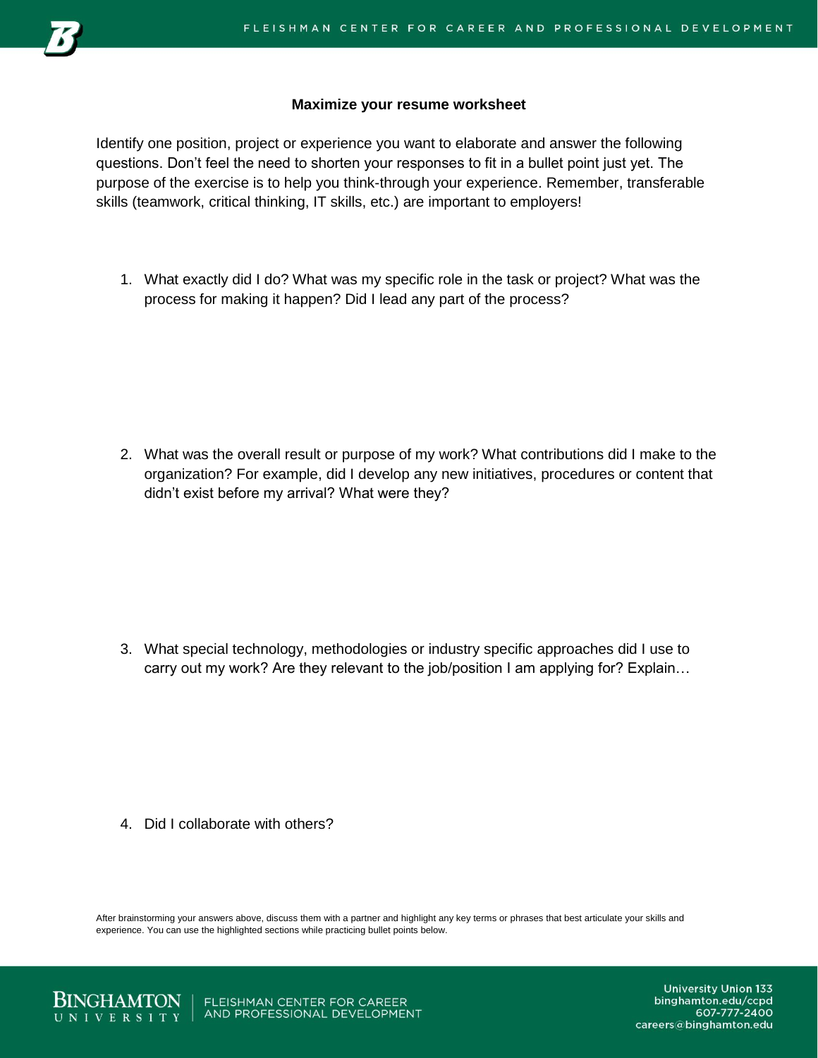## Maximize your resume worksheet

Identify one position, project or experience you want to elaborate and answer the following questions. Don't feel the need to shorten your responses to fit in a bullet point just yet. The purpose of the exercise is to help you think-through your experience. Remember, transferable skills (teamwork, critical thinking, IT skills, etc.) are important to employers!

1. What exactly did I do? What was my specific role in the task or project? What was the process for making it happen? Did I lead any part of the process?

2. What was the overall result or purpose of my work? What contributions did I make to the organization? For example, did I develop any new initiatives, procedures or content that didn't exist before my arrival? What were they?

3. What special technology, methodologies or industry specific approaches did I use to carry out my work? Are they relevant to the job/position I am applying for? Explain…

4. Did I collaborate with others?

After brainstorming your answers above, discuss them with a partner and highlight any key terms or phrases that best articulate your skills and experience. You can use the highlighted sections while practicing bullet points below.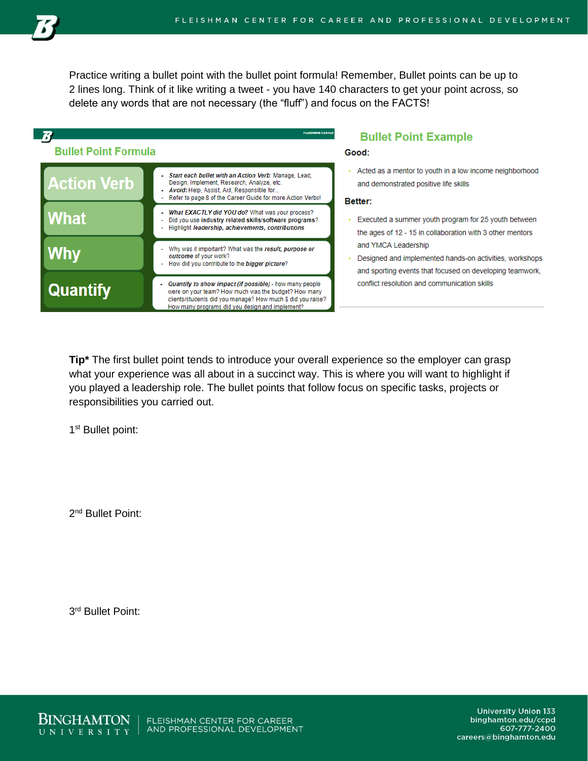Practice writing a bullet point with the bullet point formula! Remember, Bullet points can be up to 2 lines long. Think of it like writing a tweet - you have 140 characters to get your point across, so delete any words that are not necessary (the "fluff") and focus on the FACTS!

## Bullet Point Formula

| | |
|---|---|
| **Action Verb** | - ***Start each bullet with an Action Verb***: Manage, Lead, Design, Implement, Research, Analyze, etc.<br>- ***Avoid:*** Help, Assist, Aid, Responsible for…<br>- Refer to page 8 of the Career Guide for more Action Verbs! |
| **What** | - ***What EXACTLY did YOU do?*** What was your process?<br>- Did you use **industry related skills/software programs**?<br>- Highlight ***leadership, achievements, contributions*** |
| **Why** | - Why was it important? What was the ***result, purpose or outcome*** of your work?<br>- How did you contribute to the ***bigger picture***? |
| **Quantify** | - ***Quantify to show impact (if possible)*** - how many people were on your team? How much was the budget? How many clients/students did you manage? How much $ did you raise? How many programs did you design and implement? |

## Bullet Point Example

**Good:**

- Acted as a mentor to youth in a low income neighborhood and demonstrated positive life skills

**Better:**

- Executed a summer youth program for 25 youth between the ages of 12 - 15 in collaboration with 3 other mentors and YMCA Leadership
- Designed and implemented hands-on activities, workshops and sporting events that focused on developing teamwork, conflict resolution and communication skills

**Tip*** The first bullet point tends to introduce your overall experience so the employer can grasp what your experience was all about in a succinct way. This is where you will want to highlight if you played a leadership role. The bullet points that follow focus on specific tasks, projects or responsibilities you carried out.

1st Bullet point:

2nd Bullet Point:

3rd Bullet Point: